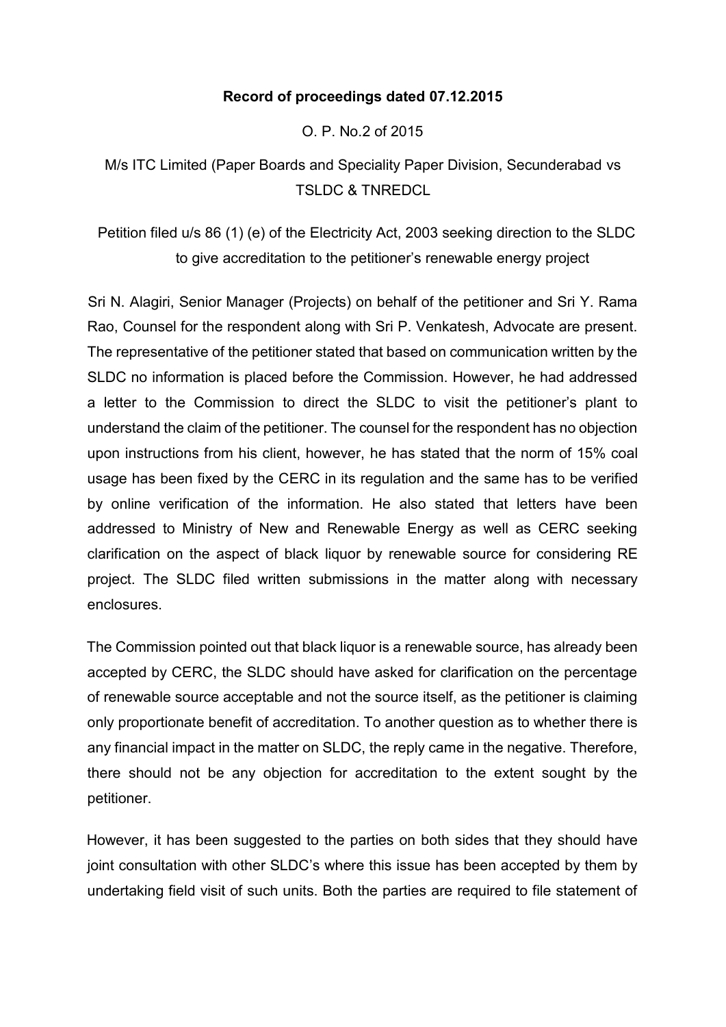**Record of proceedings dated 07.12.2015**

O. P. No.2 of 2015

M/s ITC Limited (Paper Boards and Speciality Paper Division, Secunderabad vs TSLDC & TNREDCL

Petition filed u/s 86 (1) (e) of the Electricity Act, 2003 seeking direction to the SLDC to give accreditation to the petitioner's renewable energy project

Sri N. Alagiri, Senior Manager (Projects) on behalf of the petitioner and Sri Y. Rama Rao, Counsel for the respondent along with Sri P. Venkatesh, Advocate are present. The representative of the petitioner stated that based on communication written by the SLDC no information is placed before the Commission. However, he had addressed a letter to the Commission to direct the SLDC to visit the petitioner's plant to understand the claim of the petitioner. The counsel for the respondent has no objection upon instructions from his client, however, he has stated that the norm of 15% coal usage has been fixed by the CERC in its regulation and the same has to be verified by online verification of the information. He also stated that letters have been addressed to Ministry of New and Renewable Energy as well as CERC seeking clarification on the aspect of black liquor by renewable source for considering RE project. The SLDC filed written submissions in the matter along with necessary enclosures.

The Commission pointed out that black liquor is a renewable source, has already been accepted by CERC, the SLDC should have asked for clarification on the percentage of renewable source acceptable and not the source itself, as the petitioner is claiming only proportionate benefit of accreditation. To another question as to whether there is any financial impact in the matter on SLDC, the reply came in the negative. Therefore, there should not be any objection for accreditation to the extent sought by the petitioner.

However, it has been suggested to the parties on both sides that they should have joint consultation with other SLDC's where this issue has been accepted by them by undertaking field visit of such units. Both the parties are required to file statement of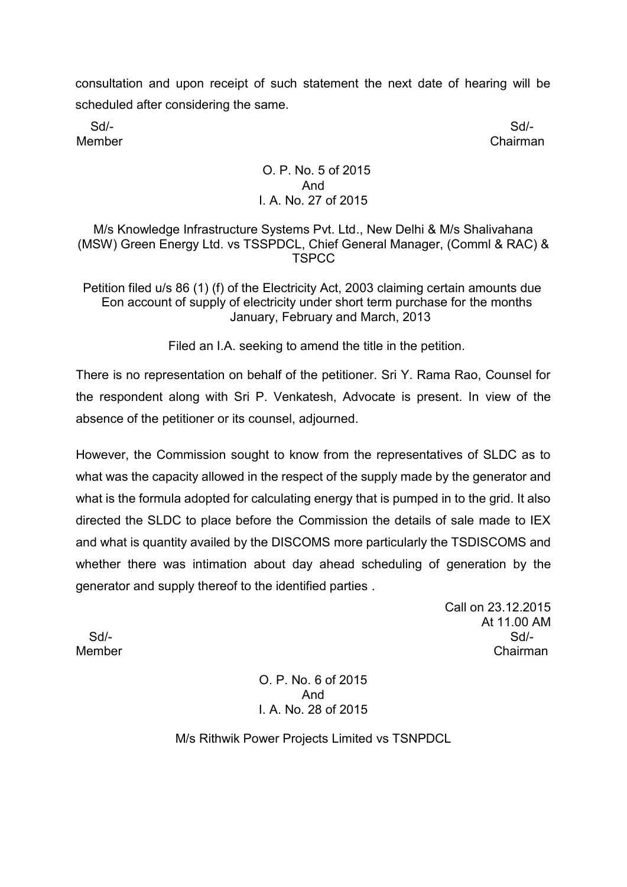consultation and upon receipt of such statement the next date of hearing will be scheduled after considering the same.

Sd/- Sd/-
Member Chairman

O. P. No. 5 of 2015
And
I. A. No. 27 of 2015

M/s Knowledge Infrastructure Systems Pvt. Ltd., New Delhi & M/s Shalivahana (MSW) Green Energy Ltd. vs TSSPDCL, Chief General Manager, (Comml & RAC) & TSPCC

Petition filed u/s 86 (1) (f) of the Electricity Act, 2003 claiming certain amounts due Eon account of supply of electricity under short term purchase for the months January, February and March, 2013

Filed an I.A. seeking to amend the title in the petition.

There is no representation on behalf of the petitioner. Sri Y. Rama Rao, Counsel for the respondent along with Sri P. Venkatesh, Advocate is present. In view of the absence of the petitioner or its counsel, adjourned.

However, the Commission sought to know from the representatives of SLDC as to what was the capacity allowed in the respect of the supply made by the generator and what is the formula adopted for calculating energy that is pumped in to the grid. It also directed the SLDC to place before the Commission the details of sale made to IEX and what is quantity availed by the DISCOMS more particularly the TSDISCOMS and whether there was intimation about day ahead scheduling of generation by the generator and supply thereof to the identified parties .

Call on 23.12.2015
At 11.00 AM

Sd/- Sd/-
Member Chairman

O. P. No. 6 of 2015
And
I. A. No. 28 of 2015

M/s Rithwik Power Projects Limited vs TSNPDCL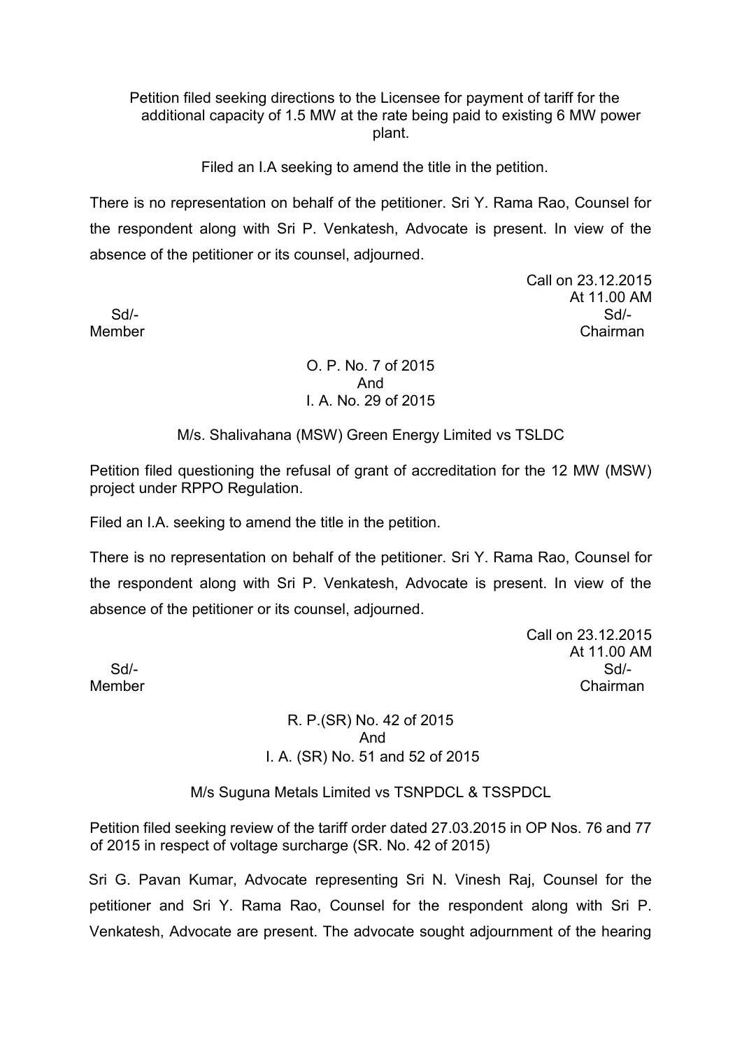Petition filed seeking directions to the Licensee for payment of tariff for the additional capacity of 1.5 MW at the rate being paid to existing 6 MW power plant.

Filed an I.A seeking to amend the title in the petition.

There is no representation on behalf of the petitioner. Sri Y. Rama Rao, Counsel for the respondent along with Sri P. Venkatesh, Advocate is present. In view of the absence of the petitioner or its counsel, adjourned.

Call on 23.12.2015
At 11.00 AM

Sd/-
Member

Sd/-
Chairman

O. P. No. 7 of 2015
And
I. A. No. 29 of 2015

M/s. Shalivahana (MSW) Green Energy Limited vs TSLDC

Petition filed questioning the refusal of grant of accreditation for the 12 MW (MSW) project under RPPO Regulation.

Filed an I.A. seeking to amend the title in the petition.

There is no representation on behalf of the petitioner. Sri Y. Rama Rao, Counsel for the respondent along with Sri P. Venkatesh, Advocate is present. In view of the absence of the petitioner or its counsel, adjourned.

Call on 23.12.2015
At 11.00 AM

Sd/-
Member

Sd/-
Chairman

R. P.(SR) No. 42 of 2015
And
I. A. (SR) No. 51 and 52 of 2015

M/s Suguna Metals Limited vs TSNPDCL & TSSPDCL

Petition filed seeking review of the tariff order dated 27.03.2015 in OP Nos. 76 and 77 of 2015 in respect of voltage surcharge (SR. No. 42 of 2015)

Sri G. Pavan Kumar, Advocate representing Sri N. Vinesh Raj, Counsel for the petitioner and Sri Y. Rama Rao, Counsel for the respondent along with Sri P. Venkatesh, Advocate are present. The advocate sought adjournment of the hearing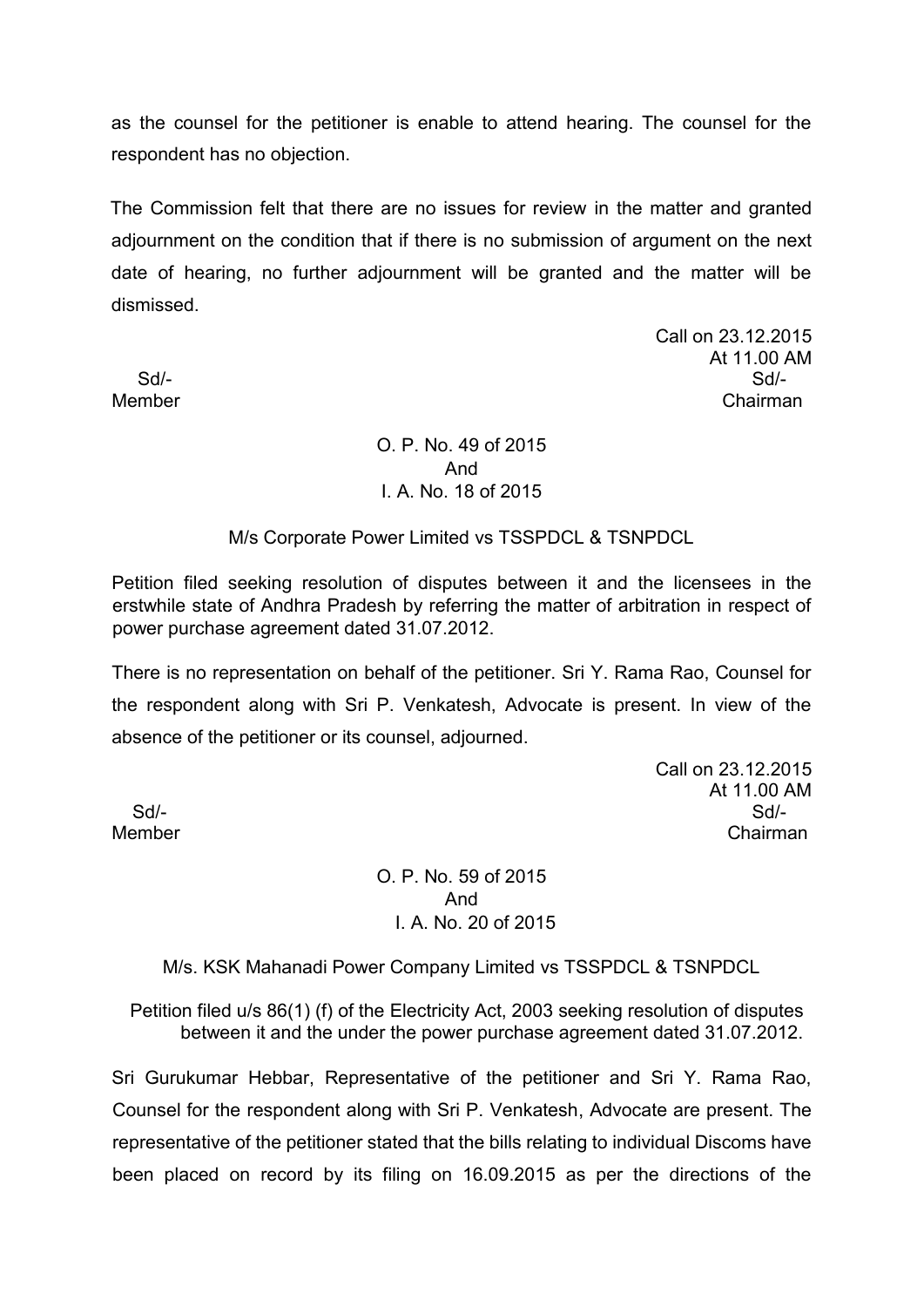as the counsel for the petitioner is enable to attend hearing. The counsel for the respondent has no objection.

The Commission felt that there are no issues for review in the matter and granted adjournment on the condition that if there is no submission of argument on the next date of hearing, no further adjournment will be granted and the matter will be dismissed.

Call on 23.12.2015
At 11.00 AM

Sd/-
Member

Sd/-
Chairman

O. P. No. 49 of 2015
And
I. A. No. 18 of 2015

M/s Corporate Power Limited vs TSSPDCL & TSNPDCL

Petition filed seeking resolution of disputes between it and the licensees in the erstwhile state of Andhra Pradesh by referring the matter of arbitration in respect of power purchase agreement dated 31.07.2012.

There is no representation on behalf of the petitioner. Sri Y. Rama Rao, Counsel for the respondent along with Sri P. Venkatesh, Advocate is present. In view of the absence of the petitioner or its counsel, adjourned.

Call on 23.12.2015
At 11.00 AM

Sd/-
Member

Sd/-
Chairman

O. P. No. 59 of 2015
And
I. A. No. 20 of 2015

M/s. KSK Mahanadi Power Company Limited vs TSSPDCL & TSNPDCL

Petition filed u/s 86(1) (f) of the Electricity Act, 2003 seeking resolution of disputes between it and the under the power purchase agreement dated 31.07.2012.

Sri Gurukumar Hebbar, Representative of the petitioner and Sri Y. Rama Rao, Counsel for the respondent along with Sri P. Venkatesh, Advocate are present. The representative of the petitioner stated that the bills relating to individual Discoms have been placed on record by its filing on 16.09.2015 as per the directions of the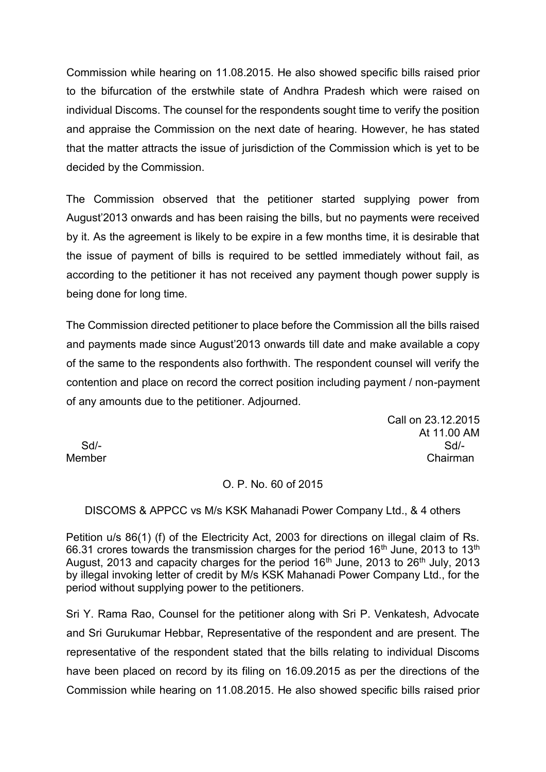Commission while hearing on 11.08.2015. He also showed specific bills raised prior to the bifurcation of the erstwhile state of Andhra Pradesh which were raised on individual Discoms. The counsel for the respondents sought time to verify the position and appraise the Commission on the next date of hearing. However, he has stated that the matter attracts the issue of jurisdiction of the Commission which is yet to be decided by the Commission.

The Commission observed that the petitioner started supplying power from August'2013 onwards and has been raising the bills, but no payments were received by it. As the agreement is likely to be expire in a few months time, it is desirable that the issue of payment of bills is required to be settled immediately without fail, as according to the petitioner it has not received any payment though power supply is being done for long time.

The Commission directed petitioner to place before the Commission all the bills raised and payments made since August'2013 onwards till date and make available a copy of the same to the respondents also forthwith. The respondent counsel will verify the contention and place on record the correct position including payment / non-payment of any amounts due to the petitioner. Adjourned.

Call on 23.12.2015
At 11.00 AM

Sd/-
Member

Sd/-
Chairman

O. P. No. 60 of 2015

DISCOMS & APPCC vs M/s KSK Mahanadi Power Company Ltd., & 4 others

Petition u/s 86(1) (f) of the Electricity Act, 2003 for directions on illegal claim of Rs. 66.31 crores towards the transmission charges for the period 16th June, 2013 to 13th August, 2013 and capacity charges for the period 16th June, 2013 to 26th July, 2013 by illegal invoking letter of credit by M/s KSK Mahanadi Power Company Ltd., for the period without supplying power to the petitioners.

Sri Y. Rama Rao, Counsel for the petitioner along with Sri P. Venkatesh, Advocate and Sri Gurukumar Hebbar, Representative of the respondent and are present. The representative of the respondent stated that the bills relating to individual Discoms have been placed on record by its filing on 16.09.2015 as per the directions of the Commission while hearing on 11.08.2015. He also showed specific bills raised prior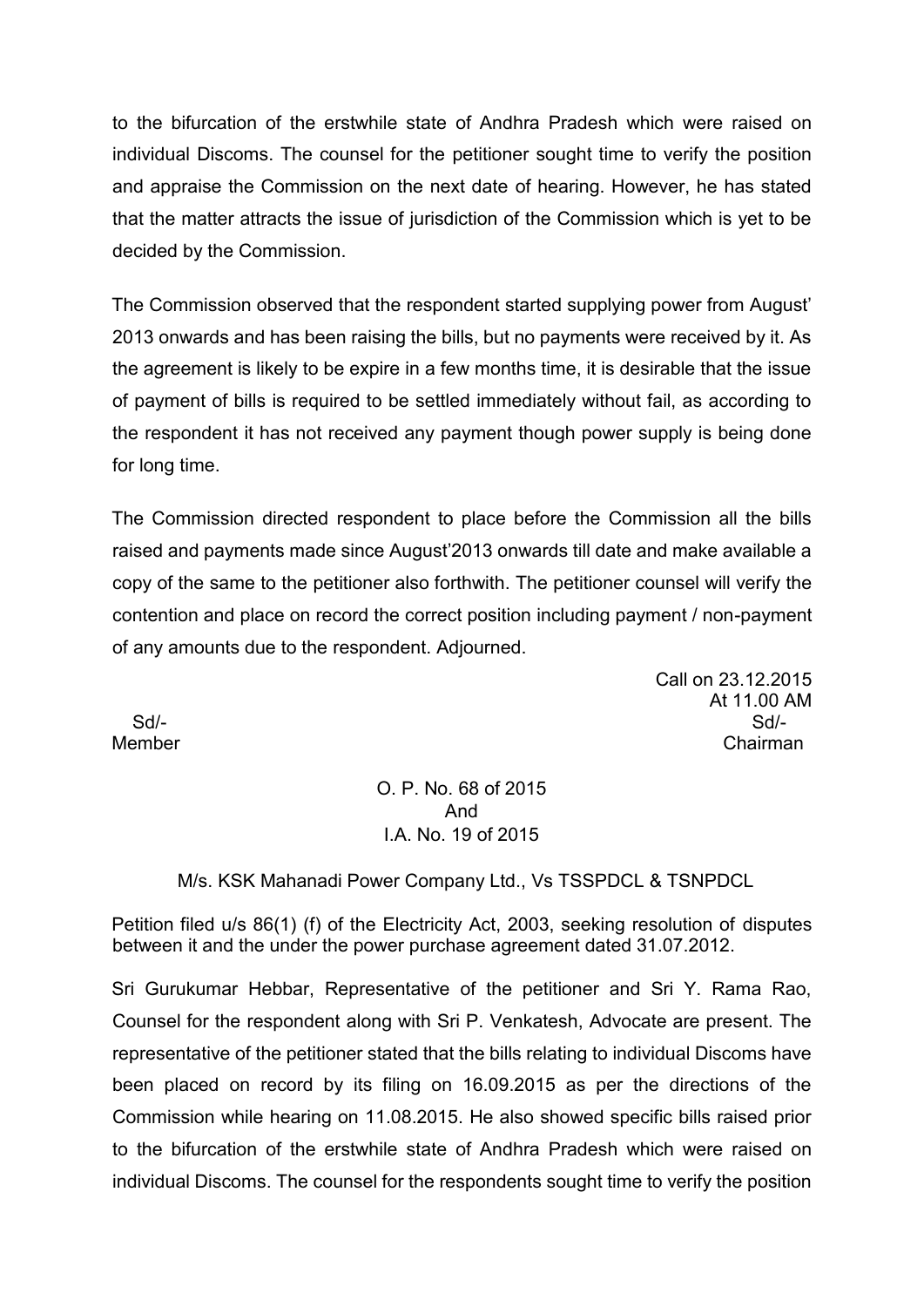to the bifurcation of the erstwhile state of Andhra Pradesh which were raised on individual Discoms. The counsel for the petitioner sought time to verify the position and appraise the Commission on the next date of hearing. However, he has stated that the matter attracts the issue of jurisdiction of the Commission which is yet to be decided by the Commission.

The Commission observed that the respondent started supplying power from August' 2013 onwards and has been raising the bills, but no payments were received by it. As the agreement is likely to be expire in a few months time, it is desirable that the issue of payment of bills is required to be settled immediately without fail, as according to the respondent it has not received any payment though power supply is being done for long time.

The Commission directed respondent to place before the Commission all the bills raised and payments made since August'2013 onwards till date and make available a copy of the same to the petitioner also forthwith. The petitioner counsel will verify the contention and place on record the correct position including payment / non-payment of any amounts due to the respondent. Adjourned.

Call on 23.12.2015
At 11.00 AM

Sd/-
Member

Sd/-
Chairman

O. P. No. 68 of 2015
And
I.A. No. 19 of 2015

M/s. KSK Mahanadi Power Company Ltd., Vs TSSPDCL & TSNPDCL

Petition filed u/s 86(1) (f) of the Electricity Act, 2003, seeking resolution of disputes between it and the under the power purchase agreement dated 31.07.2012.

Sri Gurukumar Hebbar, Representative of the petitioner and Sri Y. Rama Rao, Counsel for the respondent along with Sri P. Venkatesh, Advocate are present. The representative of the petitioner stated that the bills relating to individual Discoms have been placed on record by its filing on 16.09.2015 as per the directions of the Commission while hearing on 11.08.2015. He also showed specific bills raised prior to the bifurcation of the erstwhile state of Andhra Pradesh which were raised on individual Discoms. The counsel for the respondents sought time to verify the position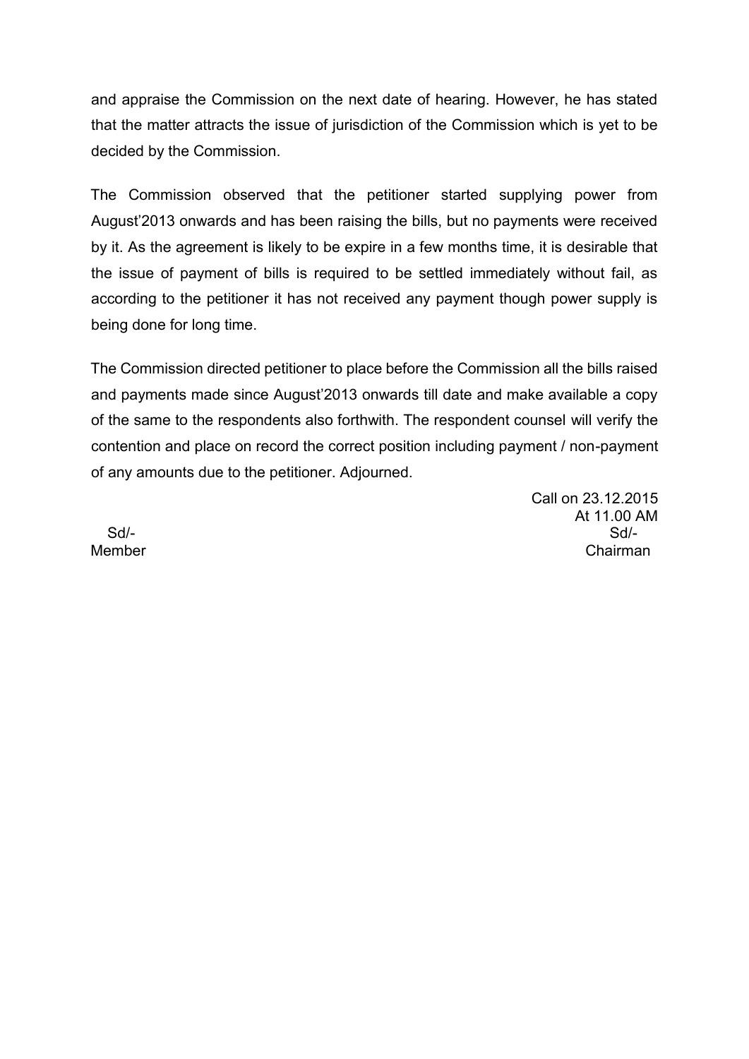and appraise the Commission on the next date of hearing. However, he has stated that the matter attracts the issue of jurisdiction of the Commission which is yet to be decided by the Commission.

The Commission observed that the petitioner started supplying power from August'2013 onwards and has been raising the bills, but no payments were received by it. As the agreement is likely to be expire in a few months time, it is desirable that the issue of payment of bills is required to be settled immediately without fail, as according to the petitioner it has not received any payment though power supply is being done for long time.

The Commission directed petitioner to place before the Commission all the bills raised and payments made since August'2013 onwards till date and make available a copy of the same to the respondents also forthwith. The respondent counsel will verify the contention and place on record the correct position including payment / non-payment of any amounts due to the petitioner. Adjourned.

Call on 23.12.2015
At 11.00 AM

| | |
|---|---|
| Sd/- | Sd/- |
| Member | Chairman |